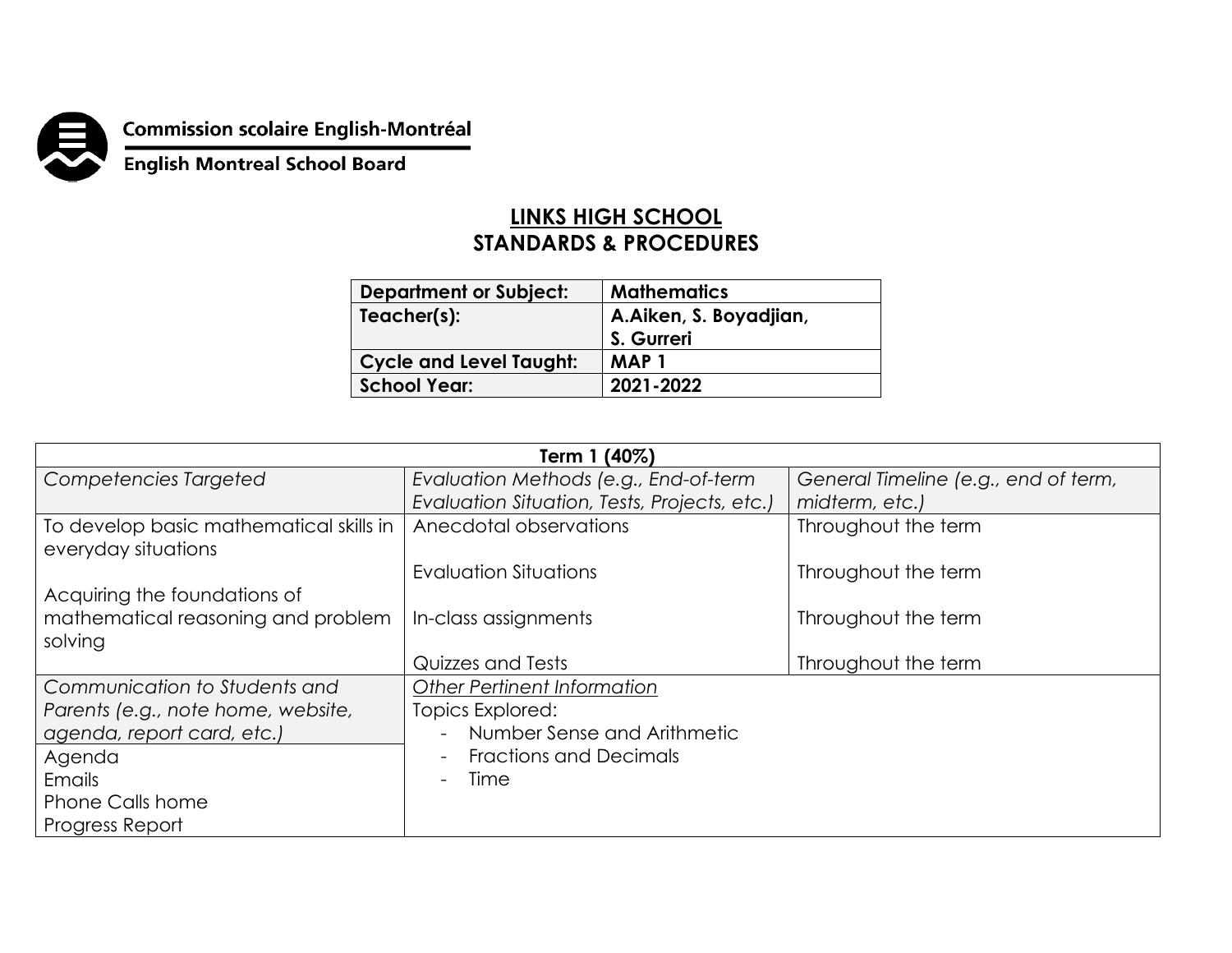Commission scolaire English-Montréal

English Montreal School Board

# LINKS HIGH SCHOOL
## STANDARDS & PROCEDURES

| **Department or Subject:** | **Mathematics** |
|---|---|
| **Teacher(s):** | **A.Aiken, S. Boyadjian, S. Gurreri** |
| **Cycle and Level Taught:** | **MAP 1** |
| **School Year:** | **2021-2022** |

| **Term 1 (40%)** | | |
|---|---|---|
| *Competencies Targeted* | *Evaluation Methods (e.g., End-of-term Evaluation Situation, Tests, Projects, etc.)* | *General Timeline (e.g., end of term, midterm, etc.)* |
| To develop basic mathematical skills in everyday situations<br><br>Acquiring the foundations of mathematical reasoning and problem solving | Anecdotal observations<br><br>Evaluation Situations<br><br>In-class assignments<br><br>Quizzes and Tests | Throughout the term<br><br>Throughout the term<br><br>Throughout the term<br><br>Throughout the term |
| *Communication to Students and Parents (e.g., note home, website, agenda, report card, etc.)* | *Other Pertinent Information*<br>Topics Explored:<br>- Number Sense and Arithmetic<br>- Fractions and Decimals<br>- Time | |
| Agenda<br>Emails<br>Phone Calls home<br>Progress Report | | |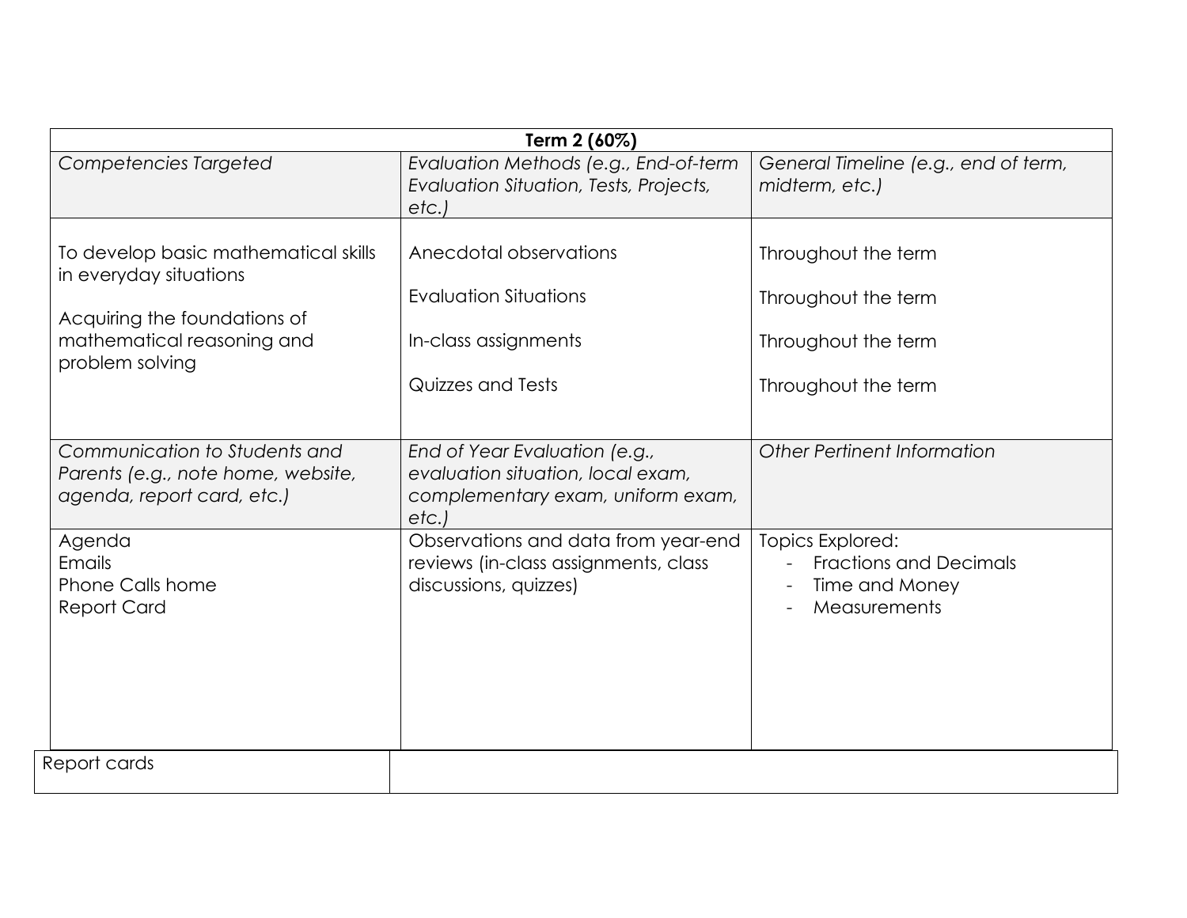| Term 2 (60%) | | |
|---|---|---|
| *Competencies Targeted* | *Evaluation Methods (e.g., End-of-term Evaluation Situation, Tests, Projects, etc.)* | *General Timeline (e.g., end of term, midterm, etc.)* |
| To develop basic mathematical skills in everyday situations<br><br>Acquiring the foundations of mathematical reasoning and problem solving | Anecdotal observations<br><br>Evaluation Situations<br><br>In-class assignments<br><br>Quizzes and Tests | Throughout the term<br><br>Throughout the term<br><br>Throughout the term<br><br>Throughout the term |
| *Communication to Students and Parents (e.g., note home, website, agenda, report card, etc.)* | *End of Year Evaluation (e.g., evaluation situation, local exam, complementary exam, uniform exam, etc.)* | *Other Pertinent Information* |
| Agenda<br>Emails<br>Phone Calls home<br>Report Card | Observations and data from year-end reviews (in-class assignments, class discussions, quizzes) | Topics Explored:<br>- Fractions and Decimals<br>- Time and Money<br>- Measurements |

| | |
|---|---|
| Report cards | |